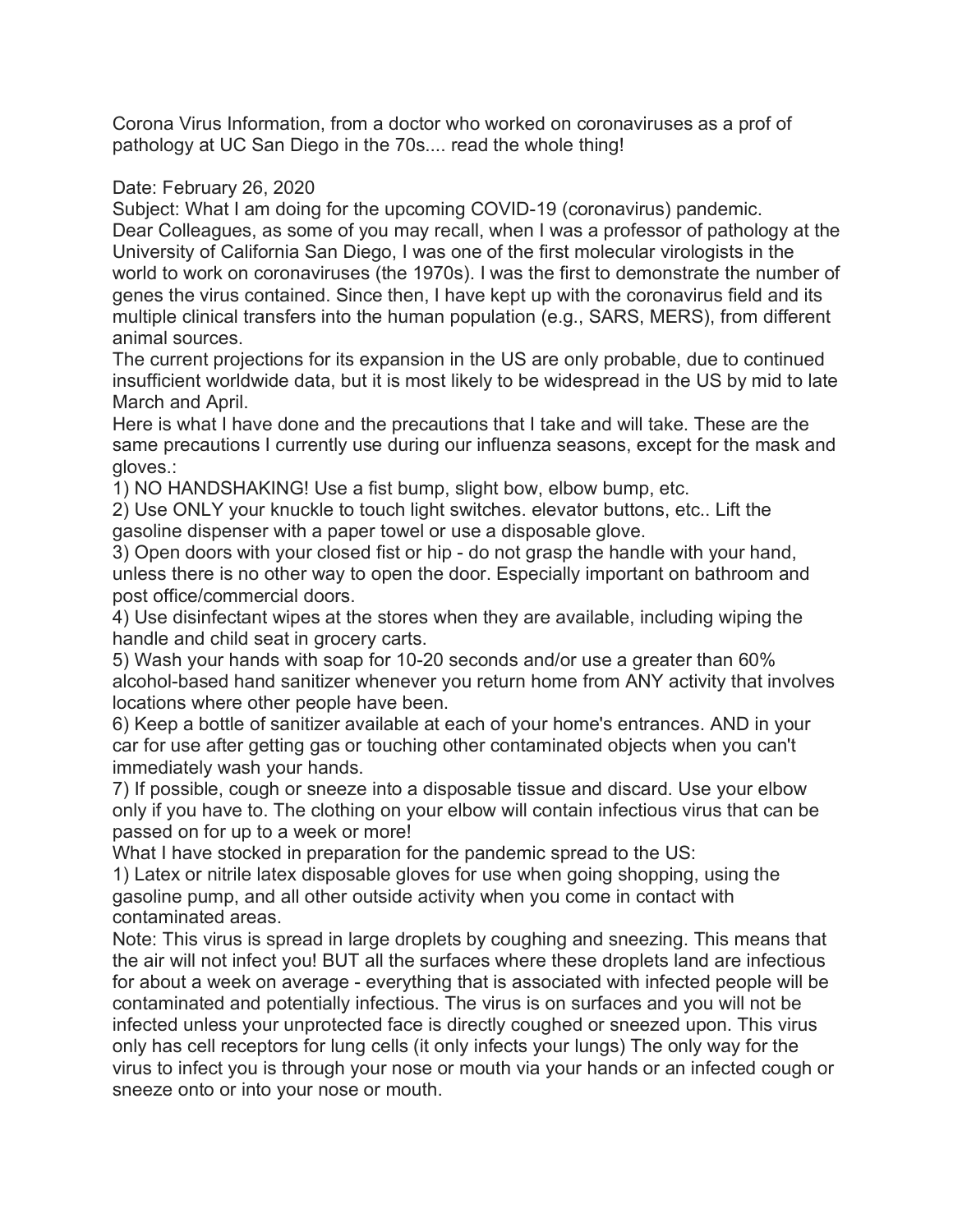Corona Virus Information, from a doctor who worked on coronaviruses as a prof of pathology at UC San Diego in the 70s.... read the whole thing!

Date: February 26, 2020
Subject: What I am doing for the upcoming COVID-19 (coronavirus) pandemic.
Dear Colleagues, as some of you may recall, when I was a professor of pathology at the University of California San Diego, I was one of the first molecular virologists in the world to work on coronaviruses (the 1970s). I was the first to demonstrate the number of genes the virus contained. Since then, I have kept up with the coronavirus field and its multiple clinical transfers into the human population (e.g., SARS, MERS), from different animal sources.
The current projections for its expansion in the US are only probable, due to continued insufficient worldwide data, but it is most likely to be widespread in the US by mid to late March and April.
Here is what I have done and the precautions that I take and will take. These are the same precautions I currently use during our influenza seasons, except for the mask and gloves.:
1) NO HANDSHAKING! Use a fist bump, slight bow, elbow bump, etc.
2) Use ONLY your knuckle to touch light switches. elevator buttons, etc.. Lift the gasoline dispenser with a paper towel or use a disposable glove.
3) Open doors with your closed fist or hip - do not grasp the handle with your hand, unless there is no other way to open the door. Especially important on bathroom and post office/commercial doors.
4) Use disinfectant wipes at the stores when they are available, including wiping the handle and child seat in grocery carts.
5) Wash your hands with soap for 10-20 seconds and/or use a greater than 60% alcohol-based hand sanitizer whenever you return home from ANY activity that involves locations where other people have been.
6) Keep a bottle of sanitizer available at each of your home's entrances. AND in your car for use after getting gas or touching other contaminated objects when you can't immediately wash your hands.
7) If possible, cough or sneeze into a disposable tissue and discard. Use your elbow only if you have to. The clothing on your elbow will contain infectious virus that can be passed on for up to a week or more!
What I have stocked in preparation for the pandemic spread to the US:
1) Latex or nitrile latex disposable gloves for use when going shopping, using the gasoline pump, and all other outside activity when you come in contact with contaminated areas.
Note: This virus is spread in large droplets by coughing and sneezing. This means that the air will not infect you! BUT all the surfaces where these droplets land are infectious for about a week on average - everything that is associated with infected people will be contaminated and potentially infectious. The virus is on surfaces and you will not be infected unless your unprotected face is directly coughed or sneezed upon. This virus only has cell receptors for lung cells (it only infects your lungs) The only way for the virus to infect you is through your nose or mouth via your hands or an infected cough or sneeze onto or into your nose or mouth.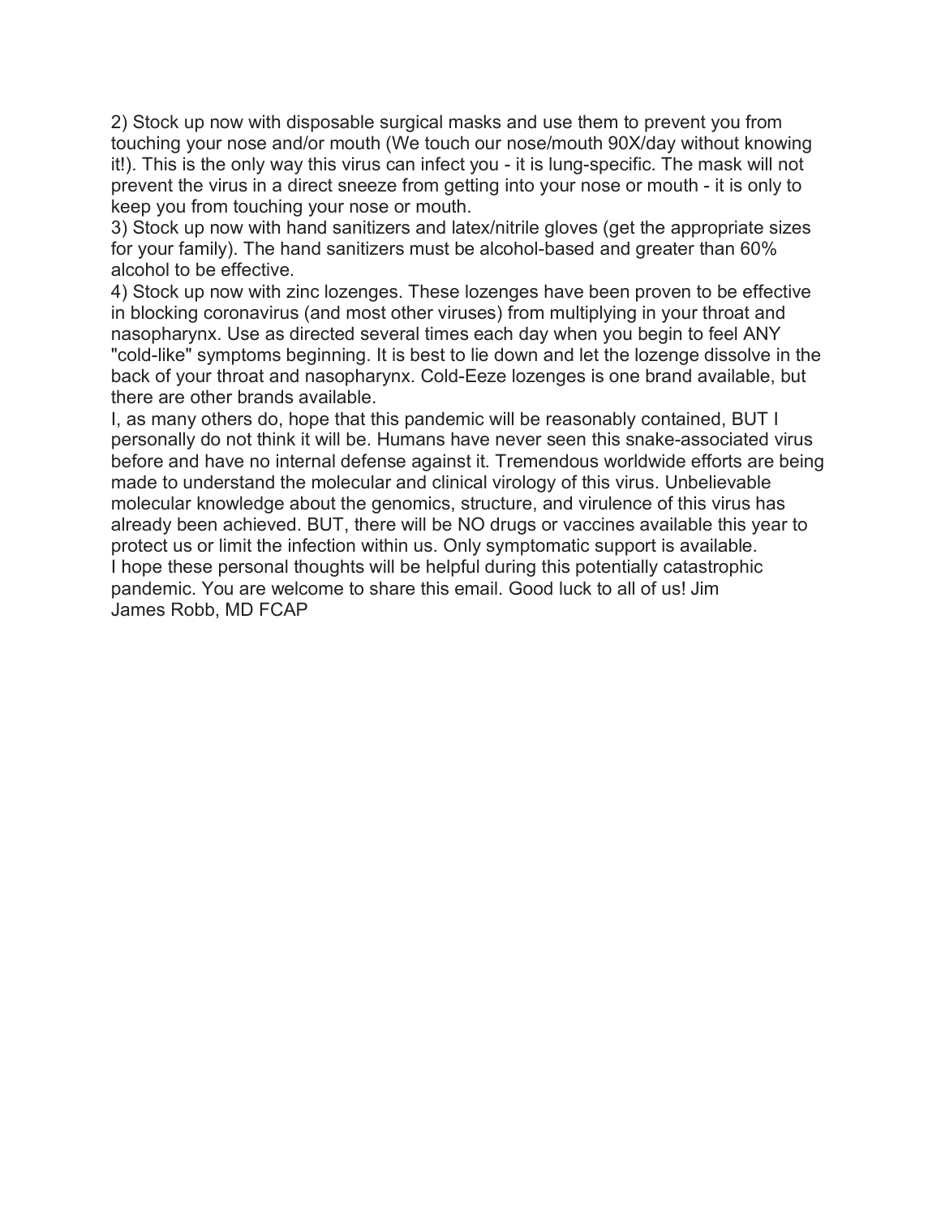2) Stock up now with disposable surgical masks and use them to prevent you from touching your nose and/or mouth (We touch our nose/mouth 90X/day without knowing it!). This is the only way this virus can infect you - it is lung-specific. The mask will not prevent the virus in a direct sneeze from getting into your nose or mouth - it is only to keep you from touching your nose or mouth.

3) Stock up now with hand sanitizers and latex/nitrile gloves (get the appropriate sizes for your family). The hand sanitizers must be alcohol-based and greater than 60% alcohol to be effective.

4) Stock up now with zinc lozenges. These lozenges have been proven to be effective in blocking coronavirus (and most other viruses) from multiplying in your throat and nasopharynx. Use as directed several times each day when you begin to feel ANY "cold-like" symptoms beginning. It is best to lie down and let the lozenge dissolve in the back of your throat and nasopharynx. Cold-Eeze lozenges is one brand available, but there are other brands available.

I, as many others do, hope that this pandemic will be reasonably contained, BUT I personally do not think it will be. Humans have never seen this snake-associated virus before and have no internal defense against it. Tremendous worldwide efforts are being made to understand the molecular and clinical virology of this virus. Unbelievable molecular knowledge about the genomics, structure, and virulence of this virus has already been achieved. BUT, there will be NO drugs or vaccines available this year to protect us or limit the infection within us. Only symptomatic support is available.

I hope these personal thoughts will be helpful during this potentially catastrophic pandemic. You are welcome to share this email. Good luck to all of us! Jim

James Robb, MD FCAP